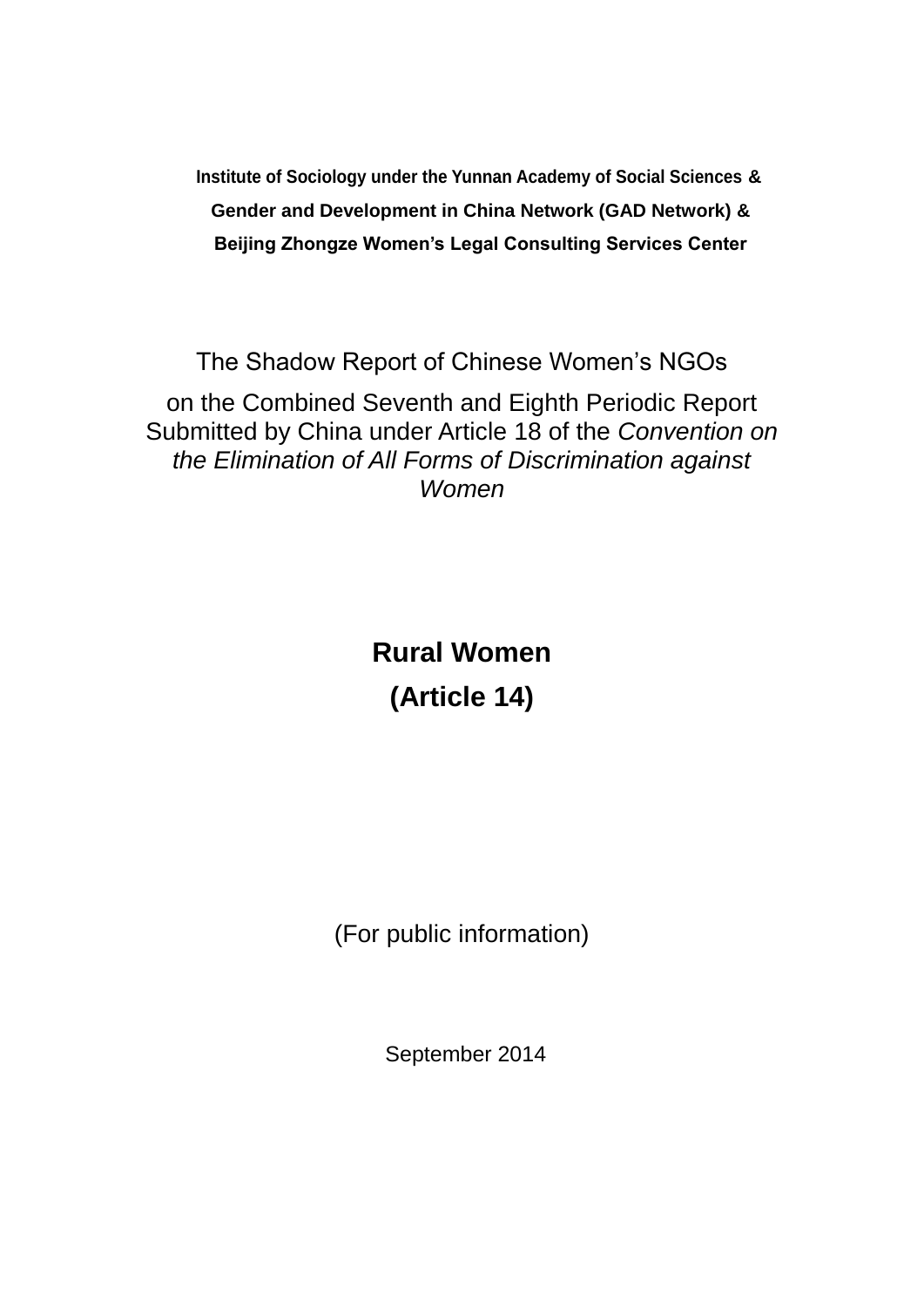**Institute of Sociology under the Yunnan Academy of Social Sciences &**

**Gender and Development in China Network (GAD Network) &**

**Beijing Zhongze Women's Legal Consulting Services Center**

The Shadow Report of Chinese Women's NGOs

on the Combined Seventh and Eighth Periodic Report Submitted by China under Article 18 of the *Convention on the Elimination of All Forms of Discrimination against Women*

# Rural Women

# (Article 14)

(For public information)

September 2014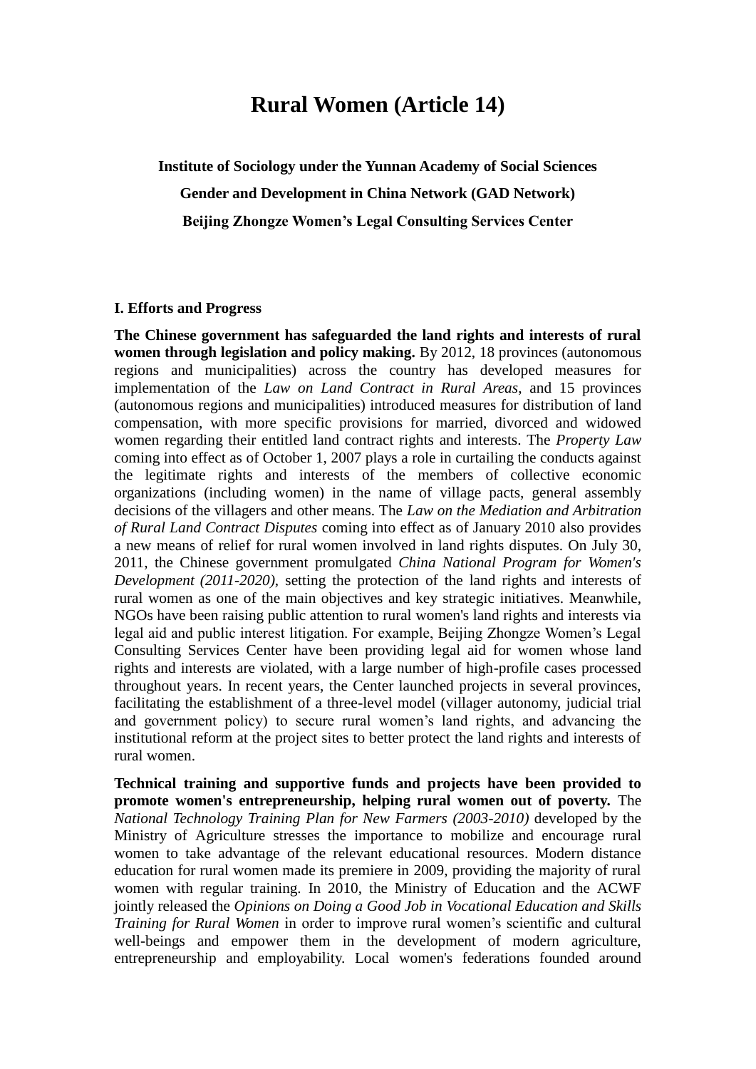# Rural Women (Article 14)

**Institute of Sociology under the Yunnan Academy of Social Sciences**

**Gender and Development in China Network (GAD Network)**

**Beijing Zhongze Women's Legal Consulting Services Center**

## I. Efforts and Progress

**The Chinese government has safeguarded the land rights and interests of rural women through legislation and policy making.** By 2012, 18 provinces (autonomous regions and municipalities) across the country has developed measures for implementation of the *Law on Land Contract in Rural Areas*, and 15 provinces (autonomous regions and municipalities) introduced measures for distribution of land compensation, with more specific provisions for married, divorced and widowed women regarding their entitled land contract rights and interests. The *Property Law* coming into effect as of October 1, 2007 plays a role in curtailing the conducts against the legitimate rights and interests of the members of collective economic organizations (including women) in the name of village pacts, general assembly decisions of the villagers and other means. The *Law on the Mediation and Arbitration of Rural Land Contract Disputes* coming into effect as of January 2010 also provides a new means of relief for rural women involved in land rights disputes. On July 30, 2011, the Chinese government promulgated *China National Program for Women's Development (2011-2020)*, setting the protection of the land rights and interests of rural women as one of the main objectives and key strategic initiatives. Meanwhile, NGOs have been raising public attention to rural women's land rights and interests via legal aid and public interest litigation. For example, Beijing Zhongze Women's Legal Consulting Services Center have been providing legal aid for women whose land rights and interests are violated, with a large number of high-profile cases processed throughout years. In recent years, the Center launched projects in several provinces, facilitating the establishment of a three-level model (villager autonomy, judicial trial and government policy) to secure rural women's land rights, and advancing the institutional reform at the project sites to better protect the land rights and interests of rural women.

**Technical training and supportive funds and projects have been provided to promote women's entrepreneurship, helping rural women out of poverty.** The *National Technology Training Plan for New Farmers (2003-2010)* developed by the Ministry of Agriculture stresses the importance to mobilize and encourage rural women to take advantage of the relevant educational resources. Modern distance education for rural women made its premiere in 2009, providing the majority of rural women with regular training. In 2010, the Ministry of Education and the ACWF jointly released the *Opinions on Doing a Good Job in Vocational Education and Skills Training for Rural Women* in order to improve rural women's scientific and cultural well-beings and empower them in the development of modern agriculture, entrepreneurship and employability. Local women's federations founded around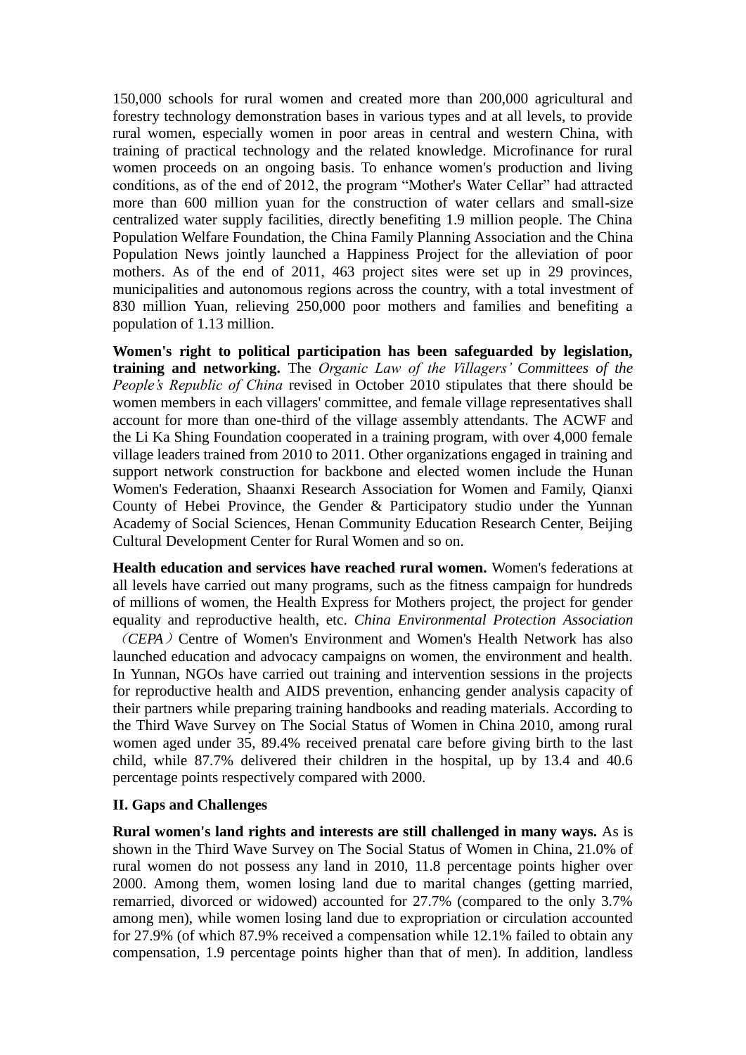150,000 schools for rural women and created more than 200,000 agricultural and forestry technology demonstration bases in various types and at all levels, to provide rural women, especially women in poor areas in central and western China, with training of practical technology and the related knowledge. Microfinance for rural women proceeds on an ongoing basis. To enhance women's production and living conditions, as of the end of 2012, the program "Mother's Water Cellar" had attracted more than 600 million yuan for the construction of water cellars and small-size centralized water supply facilities, directly benefiting 1.9 million people. The China Population Welfare Foundation, the China Family Planning Association and the China Population News jointly launched a Happiness Project for the alleviation of poor mothers. As of the end of 2011, 463 project sites were set up in 29 provinces, municipalities and autonomous regions across the country, with a total investment of 830 million Yuan, relieving 250,000 poor mothers and families and benefiting a population of 1.13 million.

**Women's right to political participation has been safeguarded by legislation, training and networking.** The *Organic Law of the Villagers' Committees of the People's Republic of China* revised in October 2010 stipulates that there should be women members in each villagers' committee, and female village representatives shall account for more than one-third of the village assembly attendants. The ACWF and the Li Ka Shing Foundation cooperated in a training program, with over 4,000 female village leaders trained from 2010 to 2011. Other organizations engaged in training and support network construction for backbone and elected women include the Hunan Women's Federation, Shaanxi Research Association for Women and Family, Qianxi County of Hebei Province, the Gender & Participatory studio under the Yunnan Academy of Social Sciences, Henan Community Education Research Center, Beijing Cultural Development Center for Rural Women and so on.

**Health education and services have reached rural women.** Women's federations at all levels have carried out many programs, such as the fitness campaign for hundreds of millions of women, the Health Express for Mothers project, the project for gender equality and reproductive health, etc. *China Environmental Protection Association（CEPA）*Centre of Women's Environment and Women's Health Network has also launched education and advocacy campaigns on women, the environment and health. In Yunnan, NGOs have carried out training and intervention sessions in the projects for reproductive health and AIDS prevention, enhancing gender analysis capacity of their partners while preparing training handbooks and reading materials. According to the Third Wave Survey on The Social Status of Women in China 2010, among rural women aged under 35, 89.4% received prenatal care before giving birth to the last child, while 87.7% delivered their children in the hospital, up by 13.4 and 40.6 percentage points respectively compared with 2000.

## II. Gaps and Challenges

**Rural women's land rights and interests are still challenged in many ways.** As is shown in the Third Wave Survey on The Social Status of Women in China, 21.0% of rural women do not possess any land in 2010, 11.8 percentage points higher over 2000. Among them, women losing land due to marital changes (getting married, remarried, divorced or widowed) accounted for 27.7% (compared to the only 3.7% among men), while women losing land due to expropriation or circulation accounted for 27.9% (of which 87.9% received a compensation while 12.1% failed to obtain any compensation, 1.9 percentage points higher than that of men). In addition, landless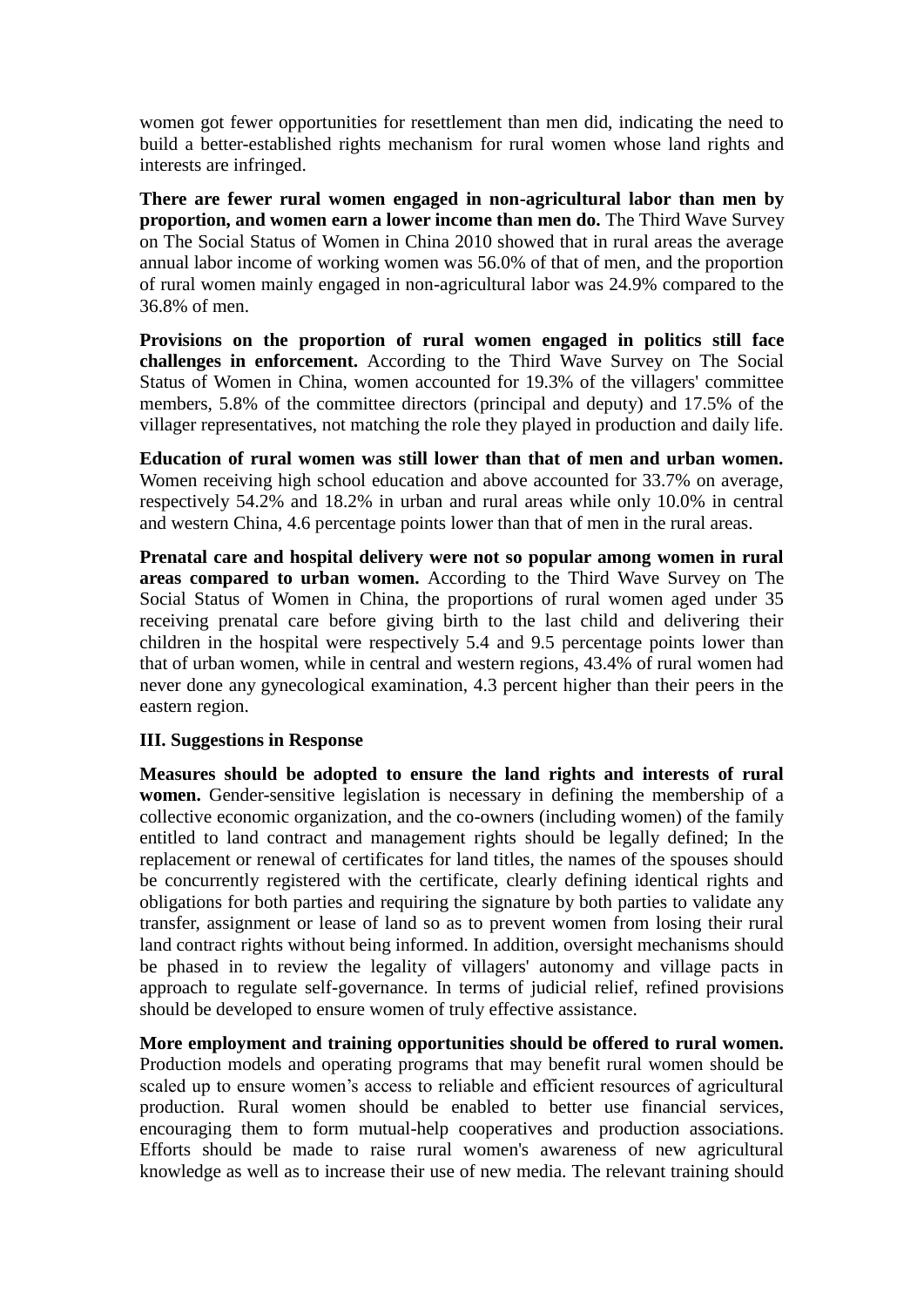women got fewer opportunities for resettlement than men did, indicating the need to build a better-established rights mechanism for rural women whose land rights and interests are infringed.

**There are fewer rural women engaged in non-agricultural labor than men by proportion, and women earn a lower income than men do.** The Third Wave Survey on The Social Status of Women in China 2010 showed that in rural areas the average annual labor income of working women was 56.0% of that of men, and the proportion of rural women mainly engaged in non-agricultural labor was 24.9% compared to the 36.8% of men.

**Provisions on the proportion of rural women engaged in politics still face challenges in enforcement.** According to the Third Wave Survey on The Social Status of Women in China, women accounted for 19.3% of the villagers' committee members, 5.8% of the committee directors (principal and deputy) and 17.5% of the villager representatives, not matching the role they played in production and daily life.

**Education of rural women was still lower than that of men and urban women.** Women receiving high school education and above accounted for 33.7% on average, respectively 54.2% and 18.2% in urban and rural areas while only 10.0% in central and western China, 4.6 percentage points lower than that of men in the rural areas.

**Prenatal care and hospital delivery were not so popular among women in rural areas compared to urban women.** According to the Third Wave Survey on The Social Status of Women in China, the proportions of rural women aged under 35 receiving prenatal care before giving birth to the last child and delivering their children in the hospital were respectively 5.4 and 9.5 percentage points lower than that of urban women, while in central and western regions, 43.4% of rural women had never done any gynecological examination, 4.3 percent higher than their peers in the eastern region.

### III. Suggestions in Response

**Measures should be adopted to ensure the land rights and interests of rural women.** Gender-sensitive legislation is necessary in defining the membership of a collective economic organization, and the co-owners (including women) of the family entitled to land contract and management rights should be legally defined; In the replacement or renewal of certificates for land titles, the names of the spouses should be concurrently registered with the certificate, clearly defining identical rights and obligations for both parties and requiring the signature by both parties to validate any transfer, assignment or lease of land so as to prevent women from losing their rural land contract rights without being informed. In addition, oversight mechanisms should be phased in to review the legality of villagers' autonomy and village pacts in approach to regulate self-governance. In terms of judicial relief, refined provisions should be developed to ensure women of truly effective assistance.

**More employment and training opportunities should be offered to rural women.** Production models and operating programs that may benefit rural women should be scaled up to ensure women's access to reliable and efficient resources of agricultural production. Rural women should be enabled to better use financial services, encouraging them to form mutual-help cooperatives and production associations. Efforts should be made to raise rural women's awareness of new agricultural knowledge as well as to increase their use of new media. The relevant training should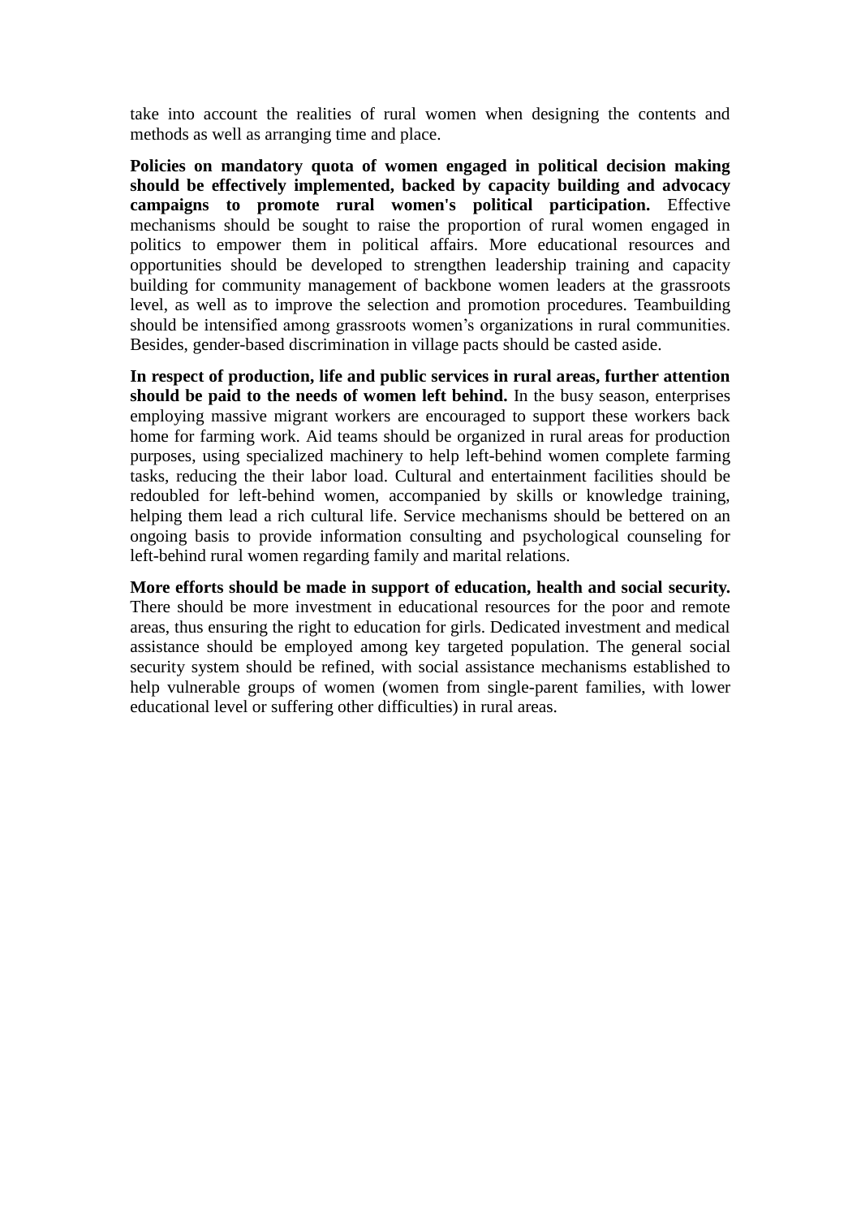take into account the realities of rural women when designing the contents and methods as well as arranging time and place.

**Policies on mandatory quota of women engaged in political decision making should be effectively implemented, backed by capacity building and advocacy campaigns to promote rural women's political participation.** Effective mechanisms should be sought to raise the proportion of rural women engaged in politics to empower them in political affairs. More educational resources and opportunities should be developed to strengthen leadership training and capacity building for community management of backbone women leaders at the grassroots level, as well as to improve the selection and promotion procedures. Teambuilding should be intensified among grassroots women's organizations in rural communities. Besides, gender-based discrimination in village pacts should be casted aside.

**In respect of production, life and public services in rural areas, further attention should be paid to the needs of women left behind.** In the busy season, enterprises employing massive migrant workers are encouraged to support these workers back home for farming work. Aid teams should be organized in rural areas for production purposes, using specialized machinery to help left-behind women complete farming tasks, reducing the their labor load. Cultural and entertainment facilities should be redoubled for left-behind women, accompanied by skills or knowledge training, helping them lead a rich cultural life. Service mechanisms should be bettered on an ongoing basis to provide information consulting and psychological counseling for left-behind rural women regarding family and marital relations.

**More efforts should be made in support of education, health and social security.** There should be more investment in educational resources for the poor and remote areas, thus ensuring the right to education for girls. Dedicated investment and medical assistance should be employed among key targeted population. The general social security system should be refined, with social assistance mechanisms established to help vulnerable groups of women (women from single-parent families, with lower educational level or suffering other difficulties) in rural areas.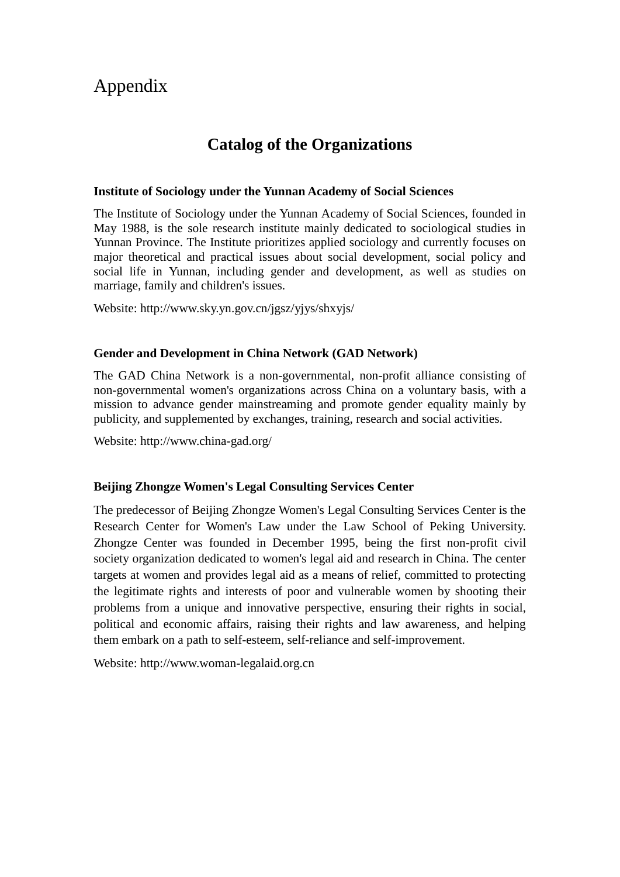# Appendix

## Catalog of the Organizations

**Institute of Sociology under the Yunnan Academy of Social Sciences**

The Institute of Sociology under the Yunnan Academy of Social Sciences, founded in May 1988, is the sole research institute mainly dedicated to sociological studies in Yunnan Province. The Institute prioritizes applied sociology and currently focuses on major theoretical and practical issues about social development, social policy and social life in Yunnan, including gender and development, as well as studies on marriage, family and children's issues.

Website: http://www.sky.yn.gov.cn/jgsz/yjys/shxyjs/

**Gender and Development in China Network (GAD Network)**

The GAD China Network is a non-governmental, non-profit alliance consisting of non-governmental women's organizations across China on a voluntary basis, with a mission to advance gender mainstreaming and promote gender equality mainly by publicity, and supplemented by exchanges, training, research and social activities.

Website: http://www.china-gad.org/

**Beijing Zhongze Women's Legal Consulting Services Center**

The predecessor of Beijing Zhongze Women's Legal Consulting Services Center is the Research Center for Women's Law under the Law School of Peking University. Zhongze Center was founded in December 1995, being the first non-profit civil society organization dedicated to women's legal aid and research in China. The center targets at women and provides legal aid as a means of relief, committed to protecting the legitimate rights and interests of poor and vulnerable women by shooting their problems from a unique and innovative perspective, ensuring their rights in social, political and economic affairs, raising their rights and law awareness, and helping them embark on a path to self-esteem, self-reliance and self-improvement.

Website: http://www.woman-legalaid.org.cn